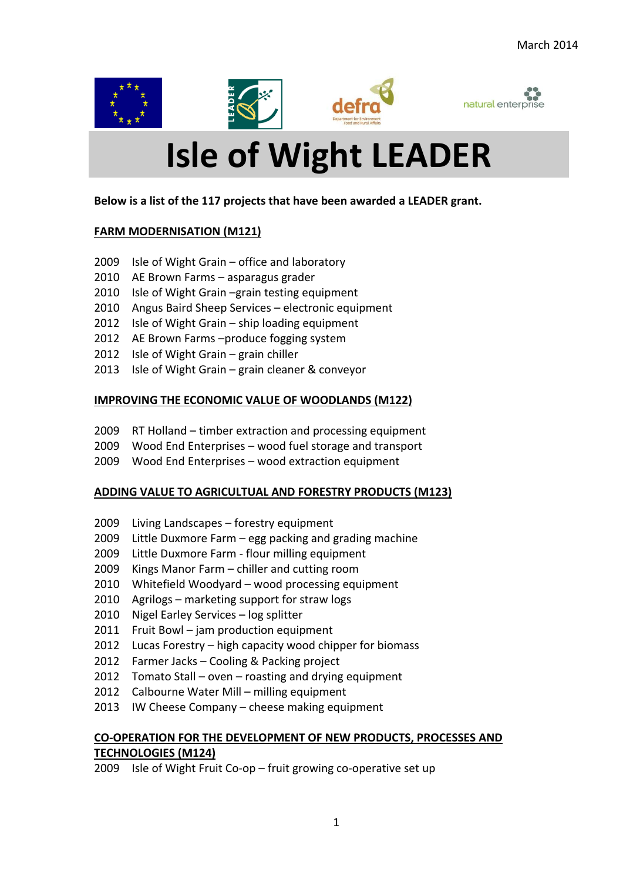March 2014

# Isle of Wight LEADER

**Below is a list of the 117 projects that have been awarded a LEADER grant.**

**FARM MODERNISATION (M121)**

2009 Isle of Wight Grain – office and laboratory
2010 AE Brown Farms – asparagus grader
2010 Isle of Wight Grain –grain testing equipment
2010 Angus Baird Sheep Services – electronic equipment
2012 Isle of Wight Grain – ship loading equipment
2012 AE Brown Farms –produce fogging system
2012 Isle of Wight Grain – grain chiller
2013 Isle of Wight Grain – grain cleaner & conveyor

**IMPROVING THE ECONOMIC VALUE OF WOODLANDS (M122)**

2009 RT Holland – timber extraction and processing equipment
2009 Wood End Enterprises – wood fuel storage and transport
2009 Wood End Enterprises – wood extraction equipment

**ADDING VALUE TO AGRICULTUAL AND FORESTRY PRODUCTS (M123)**

2009 Living Landscapes – forestry equipment
2009 Little Duxmore Farm – egg packing and grading machine
2009 Little Duxmore Farm - flour milling equipment
2009 Kings Manor Farm – chiller and cutting room
2010 Whitefield Woodyard – wood processing equipment
2010 Agrilogs – marketing support for straw logs
2010 Nigel Earley Services – log splitter
2011 Fruit Bowl – jam production equipment
2012 Lucas Forestry – high capacity wood chipper for biomass
2012 Farmer Jacks – Cooling & Packing project
2012 Tomato Stall – oven – roasting and drying equipment
2012 Calbourne Water Mill – milling equipment
2013 IW Cheese Company – cheese making equipment

**CO-OPERATION FOR THE DEVELOPMENT OF NEW PRODUCTS, PROCESSES AND TECHNOLOGIES (M124)**

2009 Isle of Wight Fruit Co-op – fruit growing co-operative set up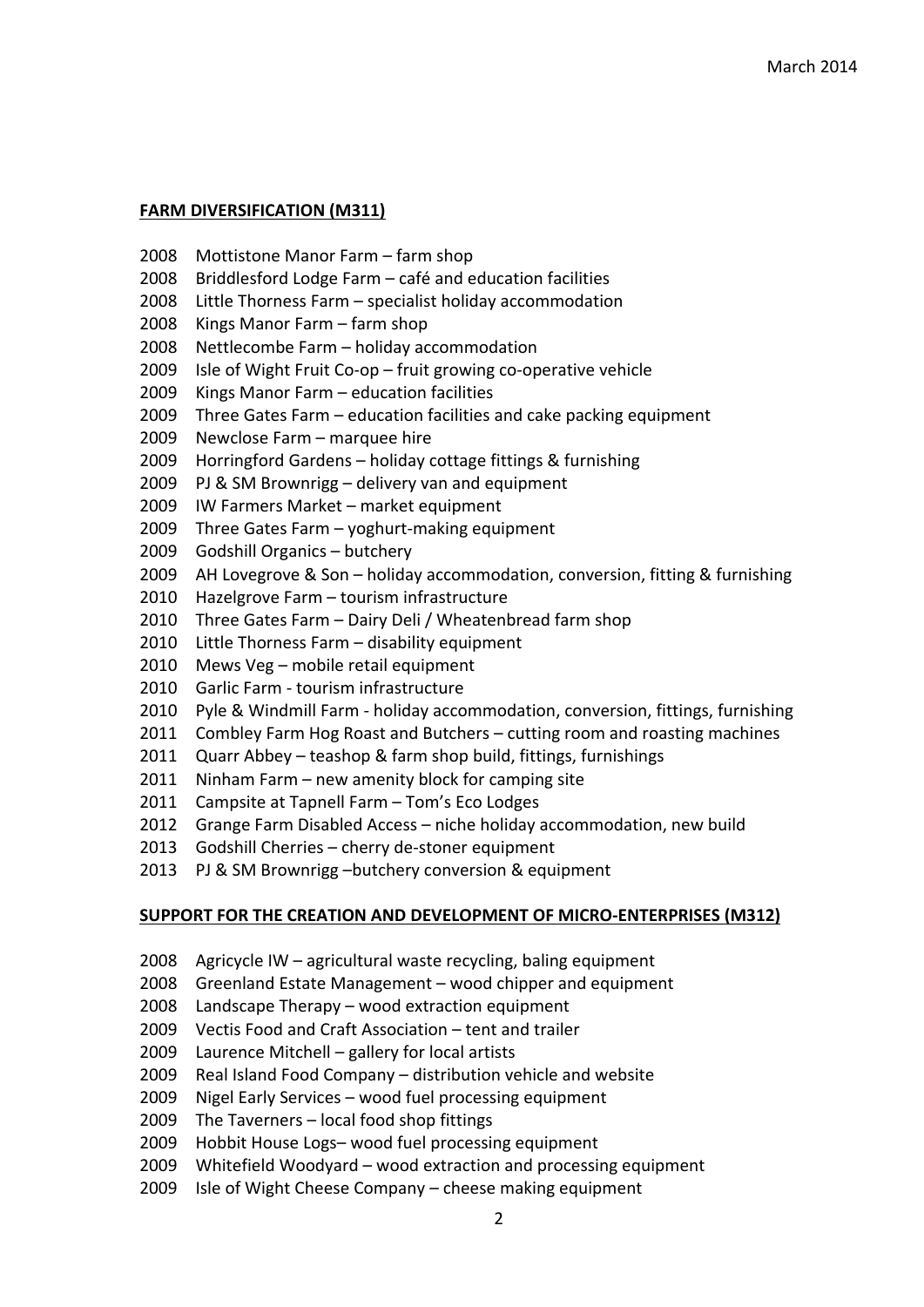## FARM DIVERSIFICATION (M311)

2008 Mottistone Manor Farm – farm shop
2008 Briddlesford Lodge Farm – café and education facilities
2008 Little Thorness Farm – specialist holiday accommodation
2008 Kings Manor Farm – farm shop
2008 Nettlecombe Farm – holiday accommodation
2009 Isle of Wight Fruit Co-op – fruit growing co-operative vehicle
2009 Kings Manor Farm – education facilities
2009 Three Gates Farm – education facilities and cake packing equipment
2009 Newclose Farm – marquee hire
2009 Horringford Gardens – holiday cottage fittings & furnishing
2009 PJ & SM Brownrigg – delivery van and equipment
2009 IW Farmers Market – market equipment
2009 Three Gates Farm – yoghurt-making equipment
2009 Godshill Organics – butchery
2009 AH Lovegrove & Son – holiday accommodation, conversion, fitting & furnishing
2010 Hazelgrove Farm – tourism infrastructure
2010 Three Gates Farm – Dairy Deli / Wheatenbread farm shop
2010 Little Thorness Farm – disability equipment
2010 Mews Veg – mobile retail equipment
2010 Garlic Farm - tourism infrastructure
2010 Pyle & Windmill Farm - holiday accommodation, conversion, fittings, furnishing
2011 Combley Farm Hog Roast and Butchers – cutting room and roasting machines
2011 Quarr Abbey – teashop & farm shop build, fittings, furnishings
2011 Ninham Farm – new amenity block for camping site
2011 Campsite at Tapnell Farm – Tom's Eco Lodges
2012 Grange Farm Disabled Access – niche holiday accommodation, new build
2013 Godshill Cherries – cherry de-stoner equipment
2013 PJ & SM Brownrigg –butchery conversion & equipment

## SUPPORT FOR THE CREATION AND DEVELOPMENT OF MICRO-ENTERPRISES (M312)

2008 Agricycle IW – agricultural waste recycling, baling equipment
2008 Greenland Estate Management – wood chipper and equipment
2008 Landscape Therapy – wood extraction equipment
2009 Vectis Food and Craft Association – tent and trailer
2009 Laurence Mitchell – gallery for local artists
2009 Real Island Food Company – distribution vehicle and website
2009 Nigel Early Services – wood fuel processing equipment
2009 The Taverners – local food shop fittings
2009 Hobbit House Logs– wood fuel processing equipment
2009 Whitefield Woodyard – wood extraction and processing equipment
2009 Isle of Wight Cheese Company – cheese making equipment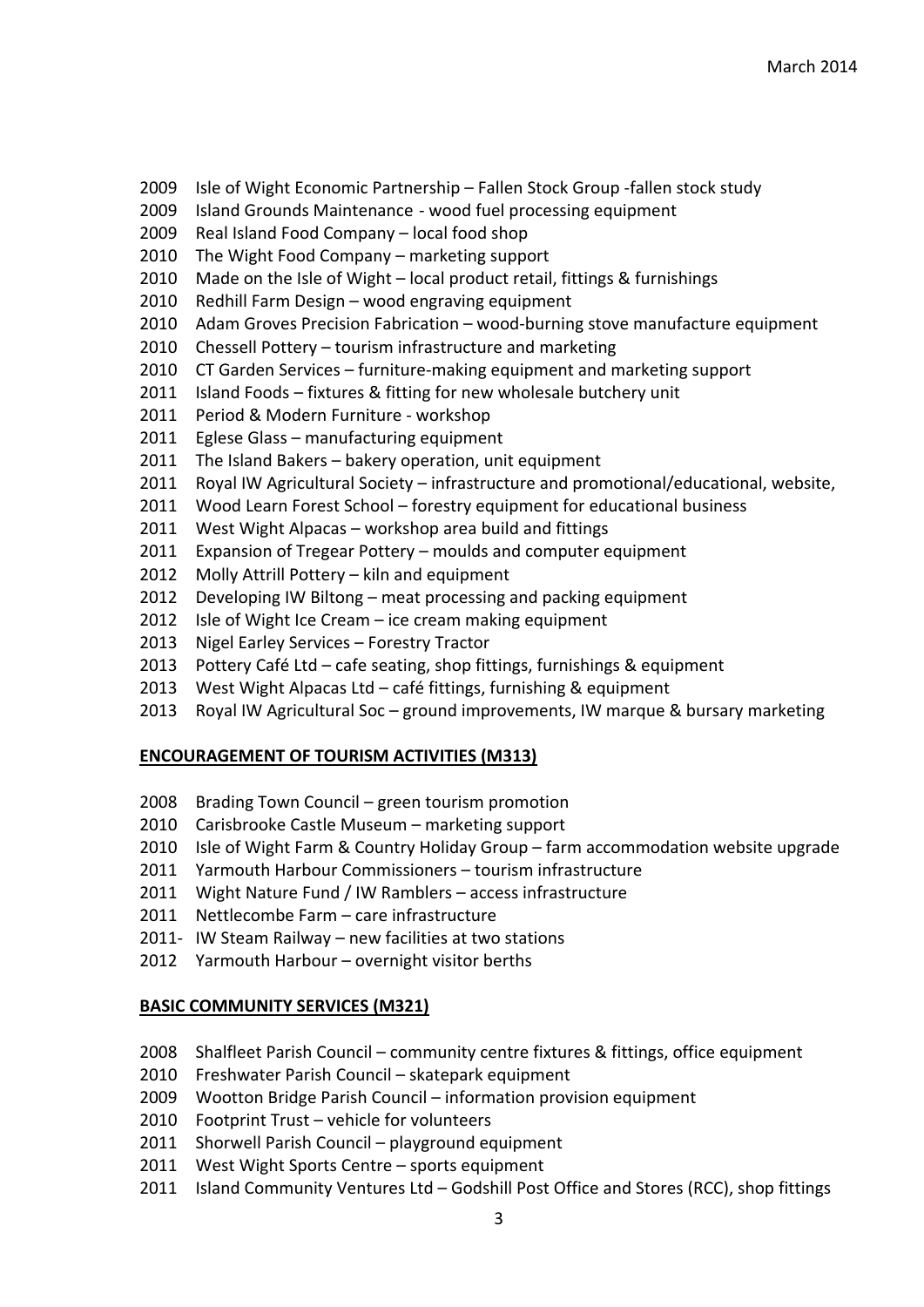2009 Isle of Wight Economic Partnership – Fallen Stock Group -fallen stock study  
2009 Island Grounds Maintenance - wood fuel processing equipment  
2009 Real Island Food Company – local food shop  
2010 The Wight Food Company – marketing support  
2010 Made on the Isle of Wight – local product retail, fittings & furnishings  
2010 Redhill Farm Design – wood engraving equipment  
2010 Adam Groves Precision Fabrication – wood-burning stove manufacture equipment  
2010 Chessell Pottery – tourism infrastructure and marketing  
2010 CT Garden Services – furniture-making equipment and marketing support  
2011 Island Foods – fixtures & fitting for new wholesale butchery unit  
2011 Period & Modern Furniture - workshop  
2011 Eglese Glass – manufacturing equipment  
2011 The Island Bakers – bakery operation, unit equipment  
2011 Royal IW Agricultural Society – infrastructure and promotional/educational, website,  
2011 Wood Learn Forest School – forestry equipment for educational business  
2011 West Wight Alpacas – workshop area build and fittings  
2011 Expansion of Tregear Pottery – moulds and computer equipment  
2012 Molly Attrill Pottery – kiln and equipment  
2012 Developing IW Biltong – meat processing and packing equipment  
2012 Isle of Wight Ice Cream – ice cream making equipment  
2013 Nigel Earley Services – Forestry Tractor  
2013 Pottery Café Ltd – cafe seating, shop fittings, furnishings & equipment  
2013 West Wight Alpacas Ltd – café fittings, furnishing & equipment  
2013 Royal IW Agricultural Soc – ground improvements, IW marque & bursary marketing

**ENCOURAGEMENT OF TOURISM ACTIVITIES (M313)**

2008 Brading Town Council – green tourism promotion  
2010 Carisbrooke Castle Museum – marketing support  
2010 Isle of Wight Farm & Country Holiday Group – farm accommodation website upgrade  
2011 Yarmouth Harbour Commissioners – tourism infrastructure  
2011 Wight Nature Fund / IW Ramblers – access infrastructure  
2011 Nettlecombe Farm – care infrastructure  
2011- IW Steam Railway – new facilities at two stations  
2012 Yarmouth Harbour – overnight visitor berths

**BASIC COMMUNITY SERVICES (M321)**

2008 Shalfleet Parish Council – community centre fixtures & fittings, office equipment  
2010 Freshwater Parish Council – skatepark equipment  
2009 Wootton Bridge Parish Council – information provision equipment  
2010 Footprint Trust – vehicle for volunteers  
2011 Shorwell Parish Council – playground equipment  
2011 West Wight Sports Centre – sports equipment  
2011 Island Community Ventures Ltd – Godshill Post Office and Stores (RCC), shop fittings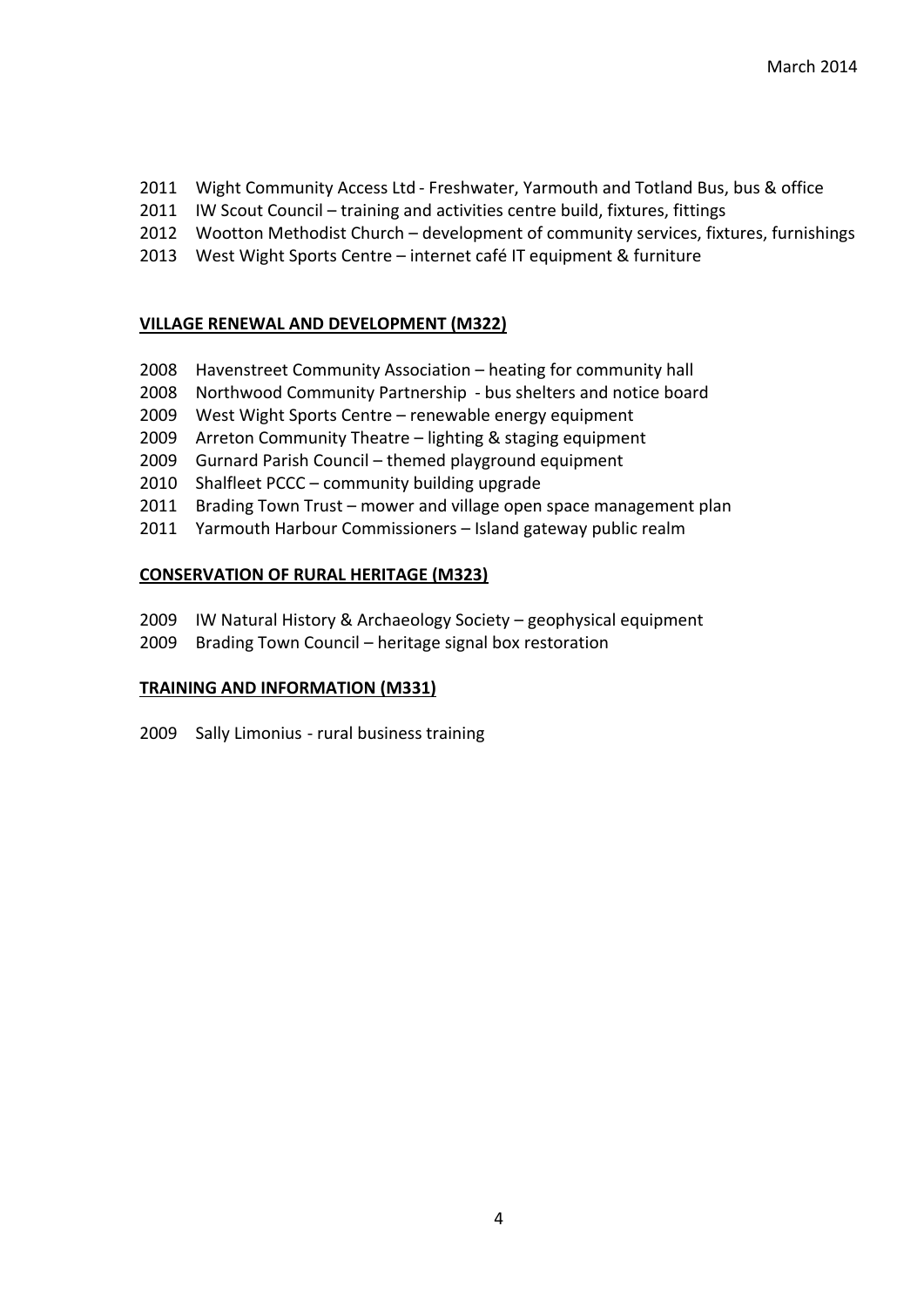2011 Wight Community Access Ltd - Freshwater, Yarmouth and Totland Bus, bus & office
2011 IW Scout Council – training and activities centre build, fixtures, fittings
2012 Wootton Methodist Church – development of community services, fixtures, furnishings
2013 West Wight Sports Centre – internet café IT equipment & furniture

**VILLAGE RENEWAL AND DEVELOPMENT (M322)**

2008 Havenstreet Community Association – heating for community hall
2008 Northwood Community Partnership - bus shelters and notice board
2009 West Wight Sports Centre – renewable energy equipment
2009 Arreton Community Theatre – lighting & staging equipment
2009 Gurnard Parish Council – themed playground equipment
2010 Shalfleet PCCC – community building upgrade
2011 Brading Town Trust – mower and village open space management plan
2011 Yarmouth Harbour Commissioners – Island gateway public realm

**CONSERVATION OF RURAL HERITAGE (M323)**

2009 IW Natural History & Archaeology Society – geophysical equipment
2009 Brading Town Council – heritage signal box restoration

**TRAINING AND INFORMATION (M331)**

2009 Sally Limonius - rural business training